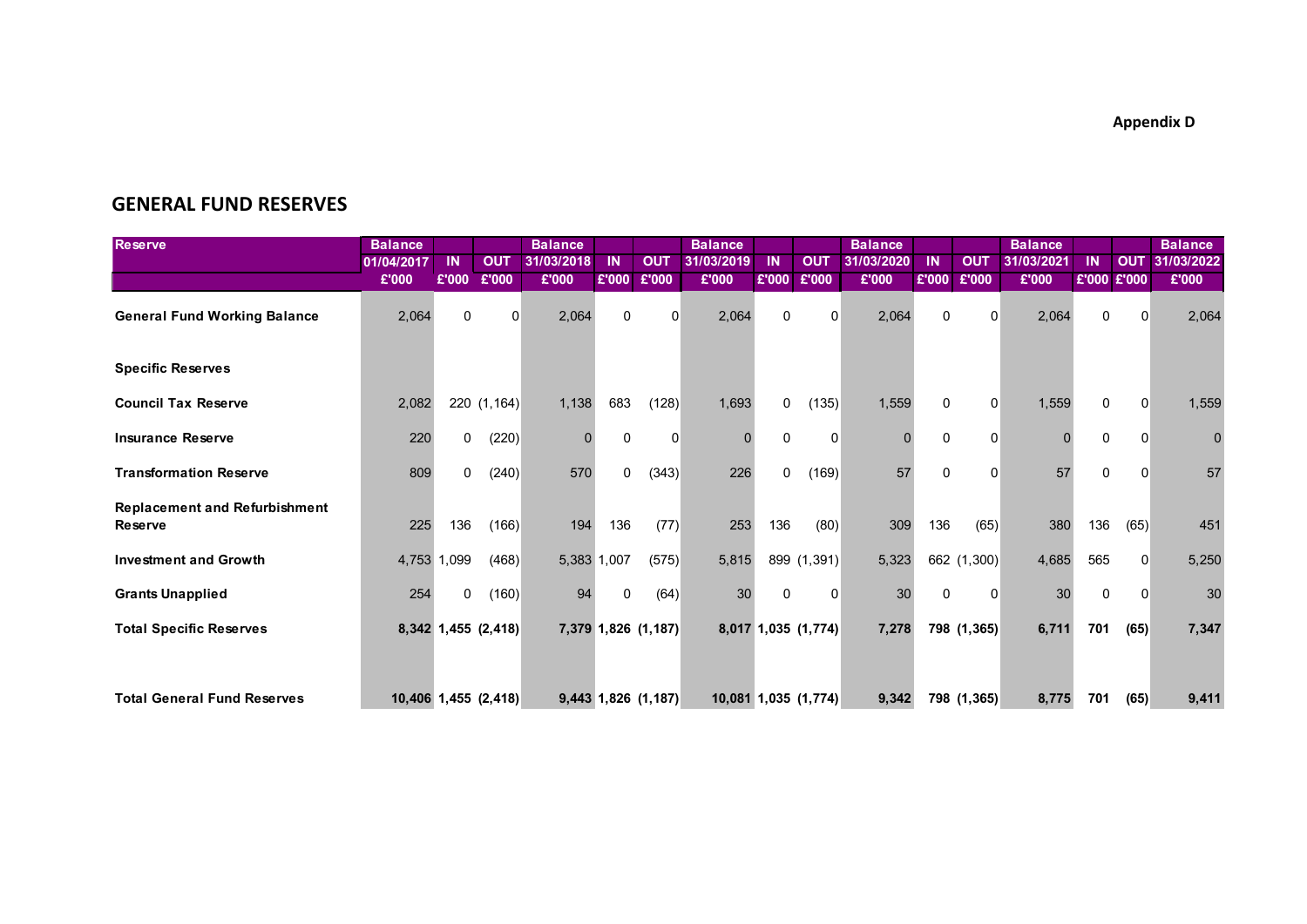Appendix D

## GENERAL FUND RESERVES

| Reserve | Balance 01/04/2017 | IN | OUT | Balance 31/03/2018 | IN | OUT | Balance 31/03/2019 | IN | OUT | Balance 31/03/2020 | IN | OUT | Balance 31/03/2021 | IN | OUT | Balance 31/03/2022 |
|---|---|---|---|---|---|---|---|---|---|---|---|---|---|---|---|---|
| | £'000 | £'000 | £'000 | £'000 | £'000 | £'000 | £'000 | £'000 | £'000 | £'000 | £'000 | £'000 | £'000 | £'000 | £'000 | £'000 |
| **General Fund Working Balance** | 2,064 | 0 | 0 | 2,064 | 0 | 0 | 2,064 | 0 | 0 | 2,064 | 0 | 0 | 2,064 | 0 | 0 | 2,064 |
| **Specific Reserves** | | | | | | | | | | | | | | | | |
| **Council Tax Reserve** | 2,082 | 220 | (1,164) | 1,138 | 683 | (128) | 1,693 | 0 | (135) | 1,559 | 0 | 0 | 1,559 | 0 | 0 | 1,559 |
| **Insurance Reserve** | 220 | 0 | (220) | 0 | 0 | 0 | 0 | 0 | 0 | 0 | 0 | 0 | 0 | 0 | 0 | 0 |
| **Transformation Reserve** | 809 | 0 | (240) | 570 | 0 | (343) | 226 | 0 | (169) | 57 | 0 | 0 | 57 | 0 | 0 | 57 |
| **Replacement and Refurbishment Reserve** | 225 | 136 | (166) | 194 | 136 | (77) | 253 | 136 | (80) | 309 | 136 | (65) | 380 | 136 | (65) | 451 |
| **Investment and Growth** | 4,753 | 1,099 | (468) | 5,383 | 1,007 | (575) | 5,815 | 899 | (1,391) | 5,323 | 662 | (1,300) | 4,685 | 565 | 0 | 5,250 |
| **Grants Unapplied** | 254 | 0 | (160) | 94 | 0 | (64) | 30 | 0 | 0 | 30 | 0 | 0 | 30 | 0 | 0 | 30 |
| **Total Specific Reserves** | **8,342** | **1,455** | **(2,418)** | **7,379** | **1,826** | **(1,187)** | **8,017** | **1,035** | **(1,774)** | **7,278** | **798** | **(1,365)** | **6,711** | **701** | **(65)** | **7,347** |
| **Total General Fund Reserves** | **10,406** | **1,455** | **(2,418)** | **9,443** | **1,826** | **(1,187)** | **10,081** | **1,035** | **(1,774)** | **9,342** | **798** | **(1,365)** | **8,775** | **701** | **(65)** | **9,411** |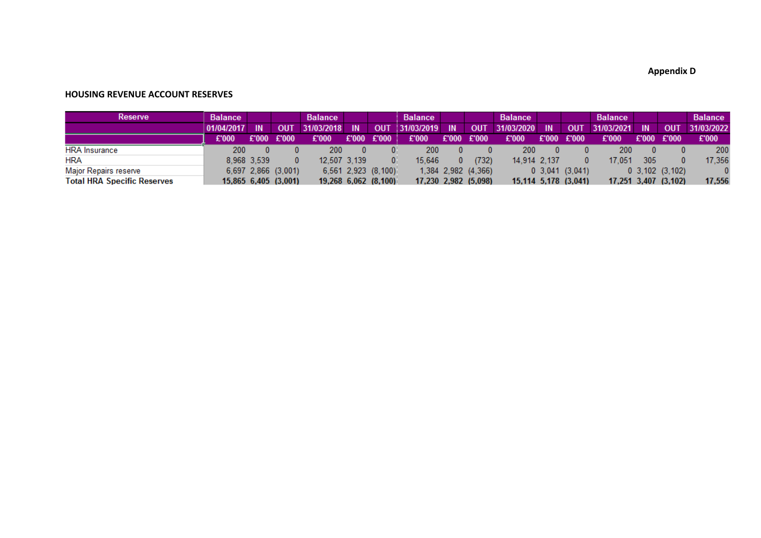Appendix D

## HOUSING REVENUE ACCOUNT RESERVES

| Reserve | Balance | | | Balance | | | Balance | | | Balance | | | Balance | | | Balance |
|---|---|---|---|---|---|---|---|---|---|---|---|---|---|---|---|---|
| | 01/04/2017 | IN | OUT | 31/03/2018 | IN | OUT | 31/03/2019 | IN | OUT | 31/03/2020 | IN | OUT | 31/03/2021 | IN | OUT | 31/03/2022 |
| | £'000 | £'000 | £'000 | £'000 | £'000 | £'000 | £'000 | £'000 | £'000 | £'000 | £'000 | £'000 | £'000 | £'000 | £'000 | £'000 |
| HRA Insurance | 200 | 0 | 0 | 200 | 0 | 0 | 200 | 0 | 0 | 200 | 0 | 0 | 200 | 0 | 0 | 200 |
| HRA | 8,968 | 3,539 | 0 | 12,507 | 3,139 | 0 | 15,646 | 0 | (732) | 14,914 | 2,137 | 0 | 17,051 | 305 | 0 | 17,356 |
| Major Repairs reserve | 6,697 | 2,866 | (3,001) | 6,561 | 2,923 | (8,100) | 1,384 | 2,982 | (4,366) | 0 | 3,041 | (3,041) | 0 | 3,102 | (3,102) | 0 |
| **Total HRA Specific Reserves** | **15,865** | **6,405** | **(3,001)** | **19,268** | **6,062** | **(8,100)** | **17,230** | **2,982** | **(5,098)** | **15,114** | **5,178** | **(3,041)** | **17,251** | **3,407** | **(3,102)** | **17,556** |